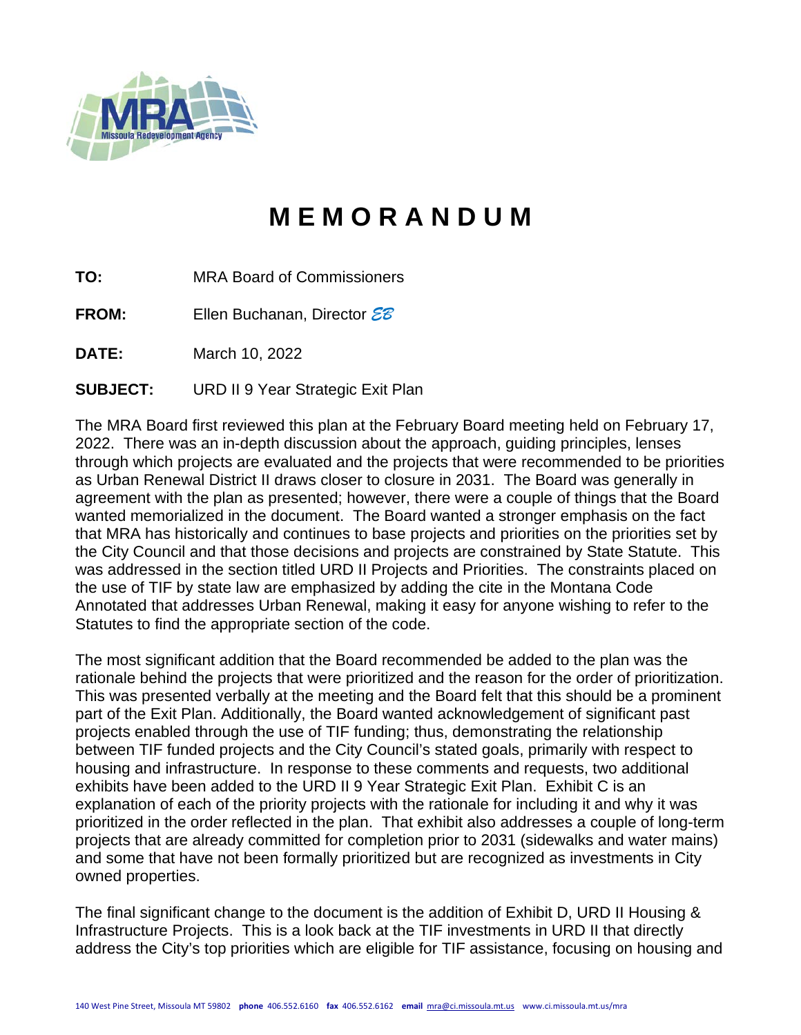# MEMORANDUM

**TO:** MRA Board of Commissioners

**FROM:** Ellen Buchanan, Director *EB*

**DATE:** March 10, 2022

**SUBJECT:** URD II 9 Year Strategic Exit Plan

The MRA Board first reviewed this plan at the February Board meeting held on February 17, 2022. There was an in-depth discussion about the approach, guiding principles, lenses through which projects are evaluated and the projects that were recommended to be priorities as Urban Renewal District II draws closer to closure in 2031. The Board was generally in agreement with the plan as presented; however, there were a couple of things that the Board wanted memorialized in the document. The Board wanted a stronger emphasis on the fact that MRA has historically and continues to base projects and priorities on the priorities set by the City Council and that those decisions and projects are constrained by State Statute. This was addressed in the section titled URD II Projects and Priorities. The constraints placed on the use of TIF by state law are emphasized by adding the cite in the Montana Code Annotated that addresses Urban Renewal, making it easy for anyone wishing to refer to the Statutes to find the appropriate section of the code.

The most significant addition that the Board recommended be added to the plan was the rationale behind the projects that were prioritized and the reason for the order of prioritization. This was presented verbally at the meeting and the Board felt that this should be a prominent part of the Exit Plan. Additionally, the Board wanted acknowledgement of significant past projects enabled through the use of TIF funding; thus, demonstrating the relationship between TIF funded projects and the City Council's stated goals, primarily with respect to housing and infrastructure. In response to these comments and requests, two additional exhibits have been added to the URD II 9 Year Strategic Exit Plan. Exhibit C is an explanation of each of the priority projects with the rationale for including it and why it was prioritized in the order reflected in the plan. That exhibit also addresses a couple of long-term projects that are already committed for completion prior to 2031 (sidewalks and water mains) and some that have not been formally prioritized but are recognized as investments in City owned properties.

The final significant change to the document is the addition of Exhibit D, URD II Housing & Infrastructure Projects. This is a look back at the TIF investments in URD II that directly address the City's top priorities which are eligible for TIF assistance, focusing on housing and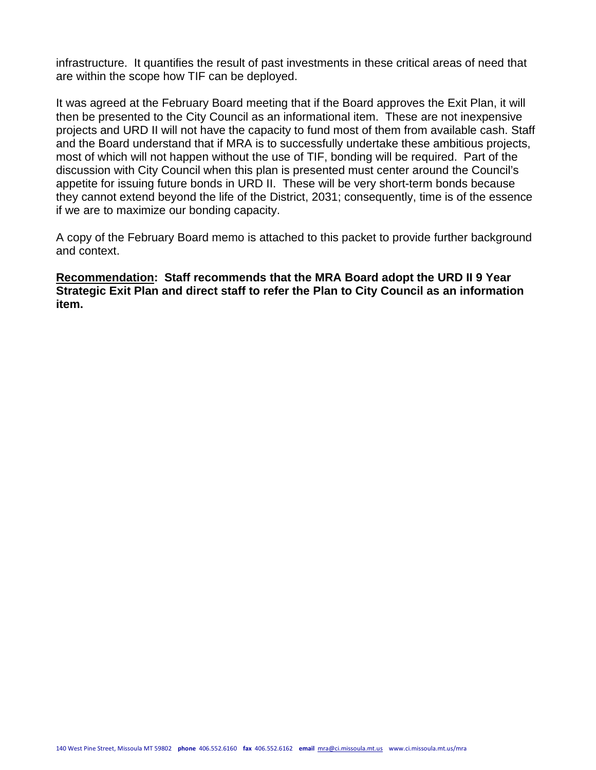infrastructure. It quantifies the result of past investments in these critical areas of need that are within the scope how TIF can be deployed.

It was agreed at the February Board meeting that if the Board approves the Exit Plan, it will then be presented to the City Council as an informational item. These are not inexpensive projects and URD II will not have the capacity to fund most of them from available cash. Staff and the Board understand that if MRA is to successfully undertake these ambitious projects, most of which will not happen without the use of TIF, bonding will be required. Part of the discussion with City Council when this plan is presented must center around the Council's appetite for issuing future bonds in URD II. These will be very short-term bonds because they cannot extend beyond the life of the District, 2031; consequently, time is of the essence if we are to maximize our bonding capacity.

A copy of the February Board memo is attached to this packet to provide further background and context.

**Recommendation: Staff recommends that the MRA Board adopt the URD II 9 Year Strategic Exit Plan and direct staff to refer the Plan to City Council as an information item.**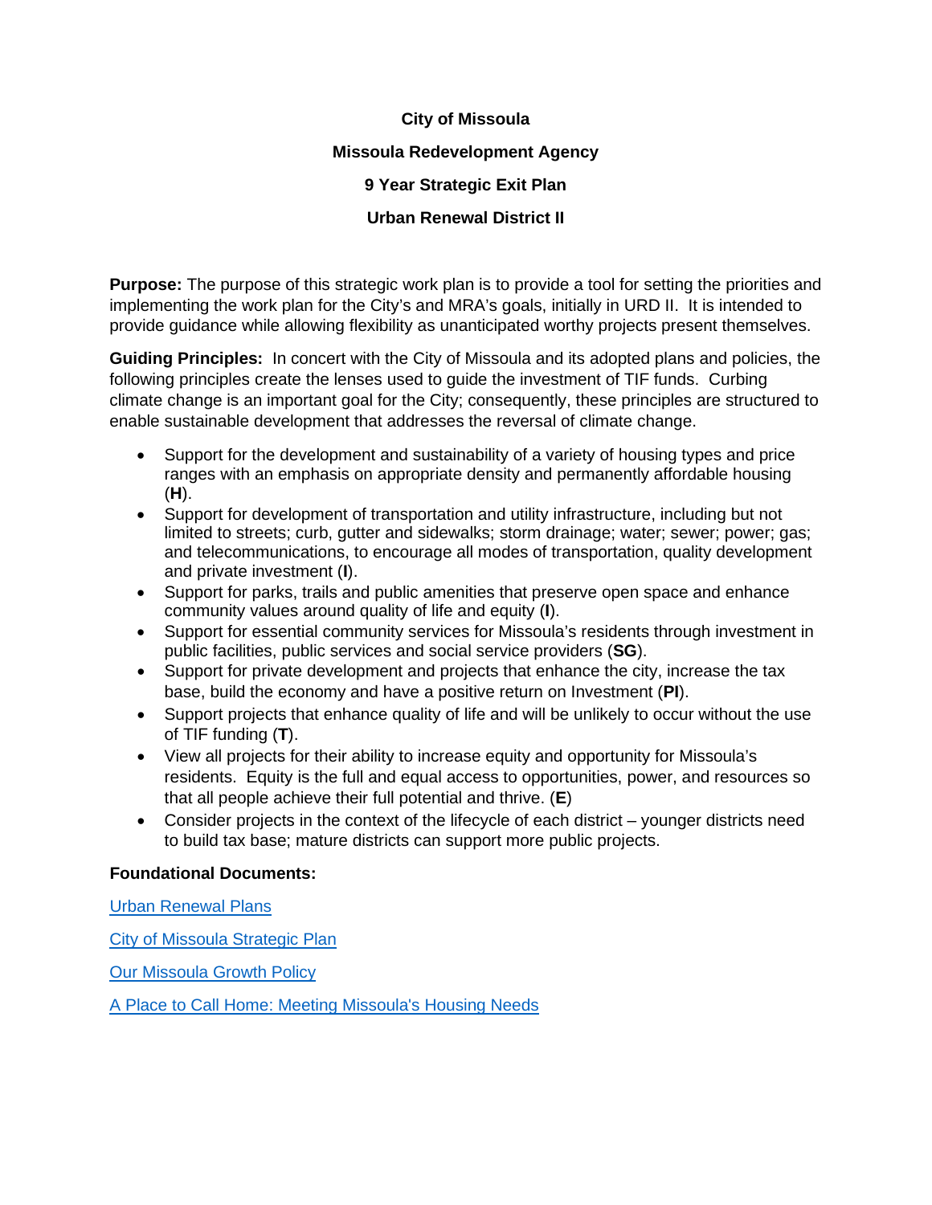**City of Missoula**

**Missoula Redevelopment Agency**

**9 Year Strategic Exit Plan**

**Urban Renewal District II**

**Purpose:** The purpose of this strategic work plan is to provide a tool for setting the priorities and implementing the work plan for the City's and MRA's goals, initially in URD II. It is intended to provide guidance while allowing flexibility as unanticipated worthy projects present themselves.

**Guiding Principles:** In concert with the City of Missoula and its adopted plans and policies, the following principles create the lenses used to guide the investment of TIF funds. Curbing climate change is an important goal for the City; consequently, these principles are structured to enable sustainable development that addresses the reversal of climate change.

- Support for the development and sustainability of a variety of housing types and price ranges with an emphasis on appropriate density and permanently affordable housing (**H**).
- Support for development of transportation and utility infrastructure, including but not limited to streets; curb, gutter and sidewalks; storm drainage; water; sewer; power; gas; and telecommunications, to encourage all modes of transportation, quality development and private investment (**I**).
- Support for parks, trails and public amenities that preserve open space and enhance community values around quality of life and equity (**I**).
- Support for essential community services for Missoula's residents through investment in public facilities, public services and social service providers (**SG**).
- Support for private development and projects that enhance the city, increase the tax base, build the economy and have a positive return on Investment (**PI**).
- Support projects that enhance quality of life and will be unlikely to occur without the use of TIF funding (**T**).
- View all projects for their ability to increase equity and opportunity for Missoula's residents. Equity is the full and equal access to opportunities, power, and resources so that all people achieve their full potential and thrive. (**E**)
- Consider projects in the context of the lifecycle of each district – younger districts need to build tax base; mature districts can support more public projects.

**Foundational Documents:**

Urban Renewal Plans

City of Missoula Strategic Plan

Our Missoula Growth Policy

A Place to Call Home: Meeting Missoula's Housing Needs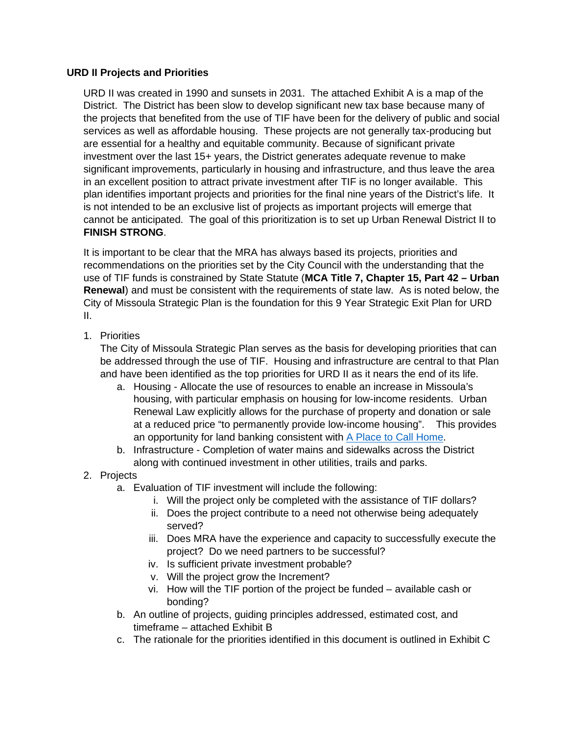**URD II Projects and Priorities**

URD II was created in 1990 and sunsets in 2031. The attached Exhibit A is a map of the District. The District has been slow to develop significant new tax base because many of the projects that benefited from the use of TIF have been for the delivery of public and social services as well as affordable housing. These projects are not generally tax-producing but are essential for a healthy and equitable community. Because of significant private investment over the last 15+ years, the District generates adequate revenue to make significant improvements, particularly in housing and infrastructure, and thus leave the area in an excellent position to attract private investment after TIF is no longer available. This plan identifies important projects and priorities for the final nine years of the District's life. It is not intended to be an exclusive list of projects as important projects will emerge that cannot be anticipated. The goal of this prioritization is to set up Urban Renewal District II to **FINISH STRONG**.

It is important to be clear that the MRA has always based its projects, priorities and recommendations on the priorities set by the City Council with the understanding that the use of TIF funds is constrained by State Statute (**MCA Title 7, Chapter 15, Part 42 – Urban Renewal**) and must be consistent with the requirements of state law. As is noted below, the City of Missoula Strategic Plan is the foundation for this 9 Year Strategic Exit Plan for URD II.

1. Priorities
   The City of Missoula Strategic Plan serves as the basis for developing priorities that can be addressed through the use of TIF. Housing and infrastructure are central to that Plan and have been identified as the top priorities for URD II as it nears the end of its life.
   a. Housing - Allocate the use of resources to enable an increase in Missoula's housing, with particular emphasis on housing for low-income residents. Urban Renewal Law explicitly allows for the purchase of property and donation or sale at a reduced price "to permanently provide low-income housing". This provides an opportunity for land banking consistent with A Place to Call Home.
   b. Infrastructure - Completion of water mains and sidewalks across the District along with continued investment in other utilities, trails and parks.
2. Projects
   a. Evaluation of TIF investment will include the following:
      i. Will the project only be completed with the assistance of TIF dollars?
      ii. Does the project contribute to a need not otherwise being adequately served?
      iii. Does MRA have the experience and capacity to successfully execute the project? Do we need partners to be successful?
      iv. Is sufficient private investment probable?
      v. Will the project grow the Increment?
      vi. How will the TIF portion of the project be funded – available cash or bonding?
   b. An outline of projects, guiding principles addressed, estimated cost, and timeframe – attached Exhibit B
   c. The rationale for the priorities identified in this document is outlined in Exhibit C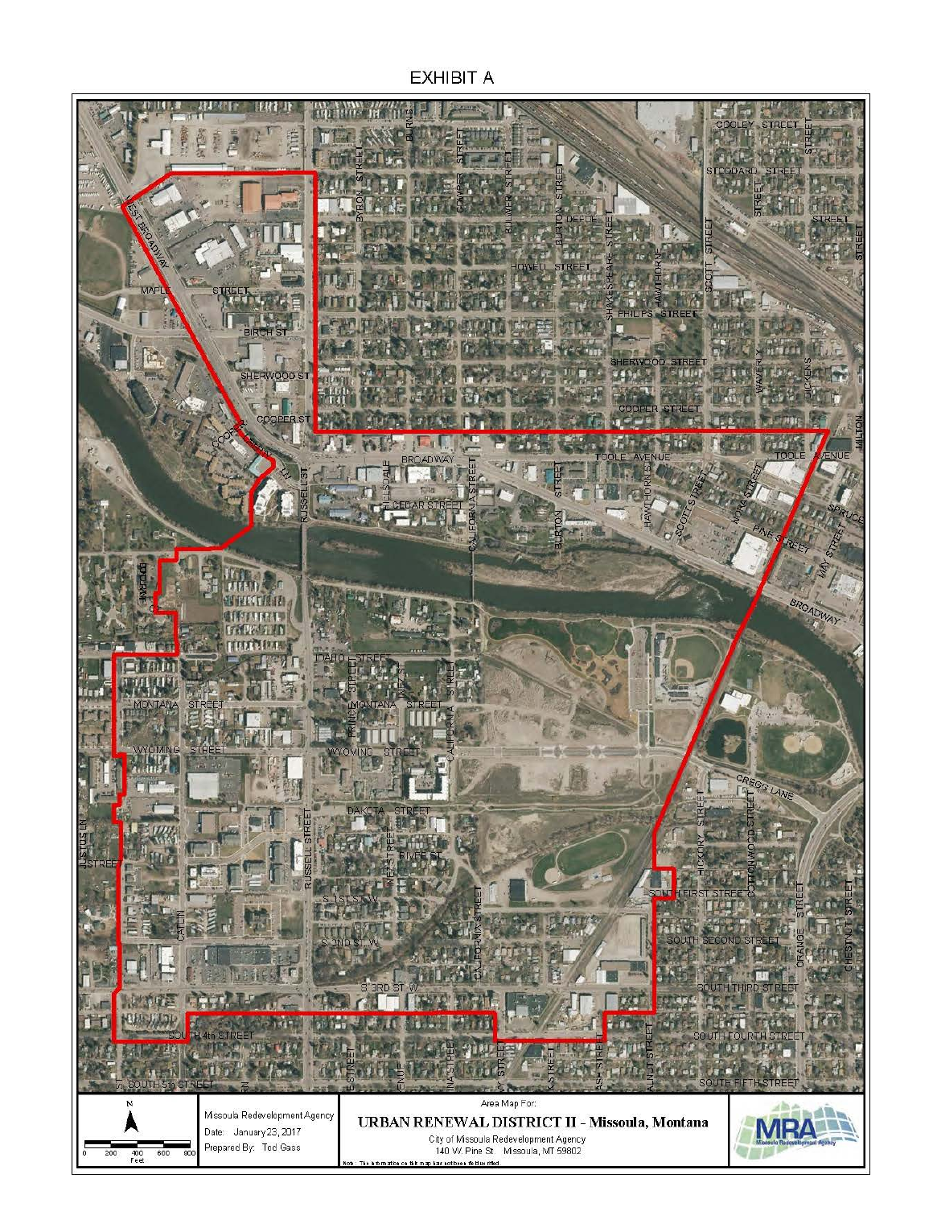# EXHIBIT A

Area Map For:

**URBAN RENEWAL DISTRICT II - Missoula, Montana**

City of Missoula Redevelopment Agency
140 W. Pine St. Missoula, MT 59802

Missoula Redevelopment Agency
Date: January 23, 2017
Prepared By: Tod Gass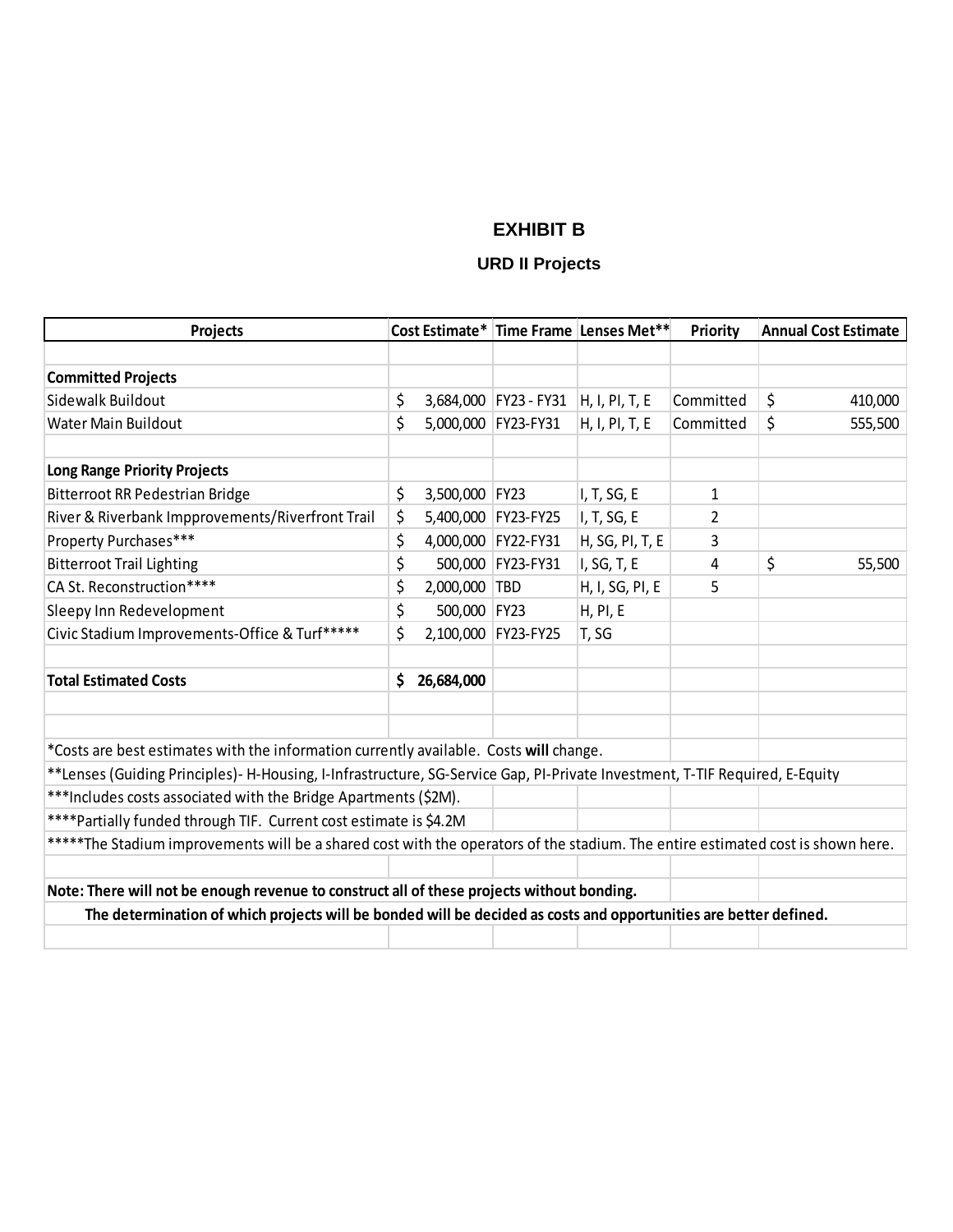# EXHIBIT B

## URD II Projects

| Projects | Cost Estimate* | Time Frame | Lenses Met** | Priority | Annual Cost Estimate |
|---|---|---|---|---|---|
| | | | | | |
| **Committed Projects** | | | | | |
| Sidewalk Buildout | $ 3,684,000 | FY23 - FY31 | H, I, PI, T, E | Committed | $ 410,000 |
| Water Main Buildout | $ 5,000,000 | FY23-FY31 | H, I, PI, T, E | Committed | $ 555,500 |
| | | | | | |
| **Long Range Priority Projects** | | | | | |
| Bitterroot RR Pedestrian Bridge | $ 3,500,000 | FY23 | I, T, SG, E | 1 | |
| River & Riverbank Impprovements/Riverfront Trail | $ 5,400,000 | FY23-FY25 | I, T, SG, E | 2 | |
| Property Purchases*** | $ 4,000,000 | FY22-FY31 | H, SG, PI, T, E | 3 | |
| Bitterroot Trail Lighting | $ 500,000 | FY23-FY31 | I, SG, T, E | 4 | $ 55,500 |
| CA St. Reconstruction**** | $ 2,000,000 | TBD | H, I, SG, PI, E | 5 | |
| Sleepy Inn Redevelopment | $ 500,000 | FY23 | H, PI, E | | |
| Civic Stadium Improvements-Office & Turf***** | $ 2,100,000 | FY23-FY25 | T, SG | | |
| | | | | | |
| **Total Estimated Costs** | **$ 26,684,000** | | | | |

*Costs are best estimates with the information currently available. Costs **will** change.

**Lenses (Guiding Principles)- H-Housing, I-Infrastructure, SG-Service Gap, PI-Private Investment, T-TIF Required, E-Equity

***Includes costs associated with the Bridge Apartments ($2M).

****Partially funded through TIF. Current cost estimate is $4.2M

*****The Stadium improvements will be a shared cost with the operators of the stadium. The entire estimated cost is shown here.

**Note: There will not be enough revenue to construct all of these projects without bonding.**

**The determination of which projects will be bonded will be decided as costs and opportunities are better defined.**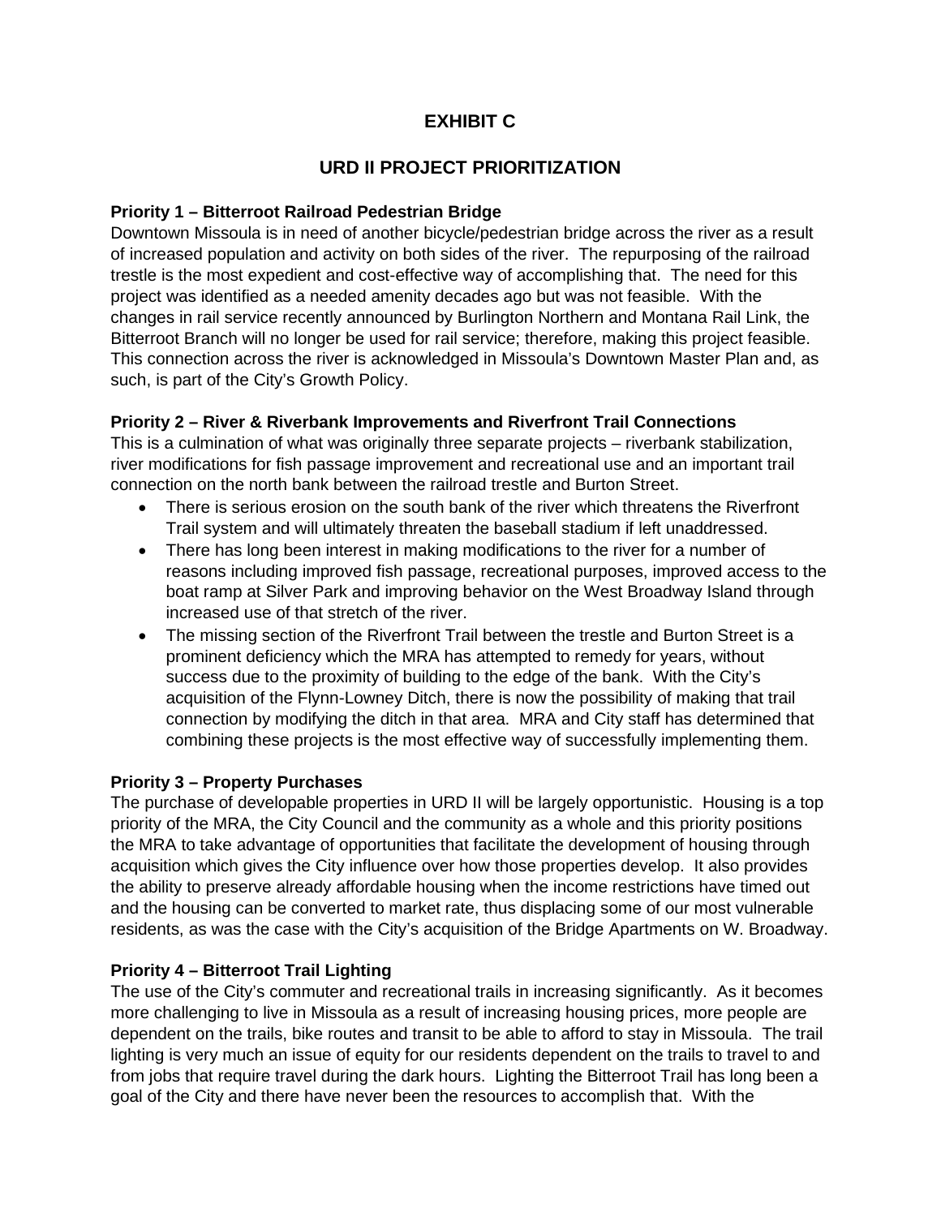# EXHIBIT C

## URD II PROJECT PRIORITIZATION

**Priority 1 – Bitterroot Railroad Pedestrian Bridge**

Downtown Missoula is in need of another bicycle/pedestrian bridge across the river as a result of increased population and activity on both sides of the river. The repurposing of the railroad trestle is the most expedient and cost-effective way of accomplishing that. The need for this project was identified as a needed amenity decades ago but was not feasible. With the changes in rail service recently announced by Burlington Northern and Montana Rail Link, the Bitterroot Branch will no longer be used for rail service; therefore, making this project feasible. This connection across the river is acknowledged in Missoula's Downtown Master Plan and, as such, is part of the City's Growth Policy.

**Priority 2 – River & Riverbank Improvements and Riverfront Trail Connections**

This is a culmination of what was originally three separate projects – riverbank stabilization, river modifications for fish passage improvement and recreational use and an important trail connection on the north bank between the railroad trestle and Burton Street.

- There is serious erosion on the south bank of the river which threatens the Riverfront Trail system and will ultimately threaten the baseball stadium if left unaddressed.
- There has long been interest in making modifications to the river for a number of reasons including improved fish passage, recreational purposes, improved access to the boat ramp at Silver Park and improving behavior on the West Broadway Island through increased use of that stretch of the river.
- The missing section of the Riverfront Trail between the trestle and Burton Street is a prominent deficiency which the MRA has attempted to remedy for years, without success due to the proximity of building to the edge of the bank. With the City's acquisition of the Flynn-Lowney Ditch, there is now the possibility of making that trail connection by modifying the ditch in that area. MRA and City staff has determined that combining these projects is the most effective way of successfully implementing them.

**Priority 3 – Property Purchases**

The purchase of developable properties in URD II will be largely opportunistic. Housing is a top priority of the MRA, the City Council and the community as a whole and this priority positions the MRA to take advantage of opportunities that facilitate the development of housing through acquisition which gives the City influence over how those properties develop. It also provides the ability to preserve already affordable housing when the income restrictions have timed out and the housing can be converted to market rate, thus displacing some of our most vulnerable residents, as was the case with the City's acquisition of the Bridge Apartments on W. Broadway.

**Priority 4 – Bitterroot Trail Lighting**

The use of the City's commuter and recreational trails in increasing significantly. As it becomes more challenging to live in Missoula as a result of increasing housing prices, more people are dependent on the trails, bike routes and transit to be able to afford to stay in Missoula. The trail lighting is very much an issue of equity for our residents dependent on the trails to travel to and from jobs that require travel during the dark hours. Lighting the Bitterroot Trail has long been a goal of the City and there have never been the resources to accomplish that. With the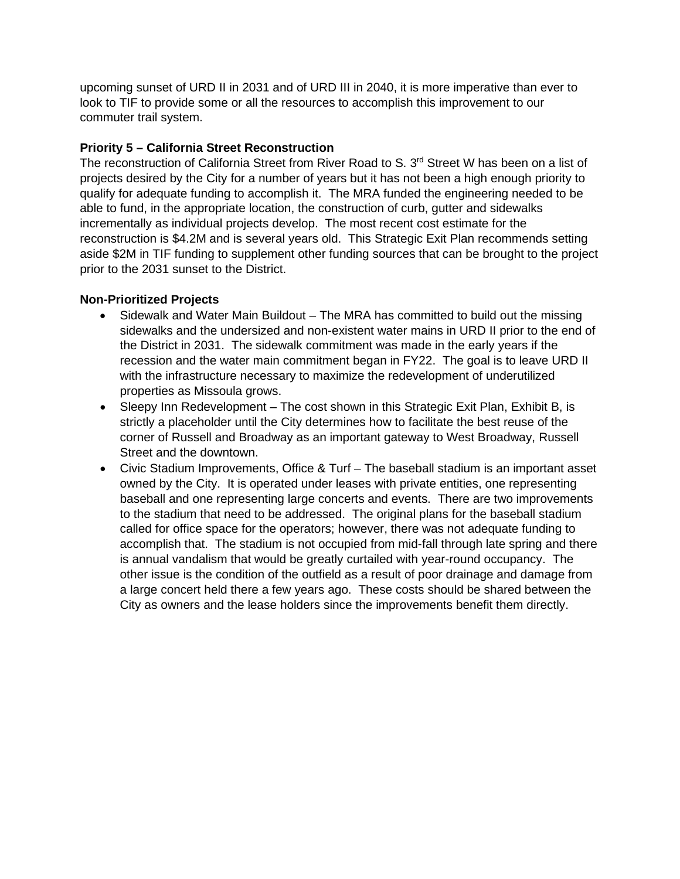upcoming sunset of URD II in 2031 and of URD III in 2040, it is more imperative than ever to look to TIF to provide some or all the resources to accomplish this improvement to our commuter trail system.

**Priority 5 – California Street Reconstruction**

The reconstruction of California Street from River Road to S. 3rd Street W has been on a list of projects desired by the City for a number of years but it has not been a high enough priority to qualify for adequate funding to accomplish it. The MRA funded the engineering needed to be able to fund, in the appropriate location, the construction of curb, gutter and sidewalks incrementally as individual projects develop. The most recent cost estimate for the reconstruction is $4.2M and is several years old. This Strategic Exit Plan recommends setting aside $2M in TIF funding to supplement other funding sources that can be brought to the project prior to the 2031 sunset to the District.

**Non-Prioritized Projects**

- Sidewalk and Water Main Buildout – The MRA has committed to build out the missing sidewalks and the undersized and non-existent water mains in URD II prior to the end of the District in 2031. The sidewalk commitment was made in the early years if the recession and the water main commitment began in FY22. The goal is to leave URD II with the infrastructure necessary to maximize the redevelopment of underutilized properties as Missoula grows.
- Sleepy Inn Redevelopment – The cost shown in this Strategic Exit Plan, Exhibit B, is strictly a placeholder until the City determines how to facilitate the best reuse of the corner of Russell and Broadway as an important gateway to West Broadway, Russell Street and the downtown.
- Civic Stadium Improvements, Office & Turf – The baseball stadium is an important asset owned by the City. It is operated under leases with private entities, one representing baseball and one representing large concerts and events. There are two improvements to the stadium that need to be addressed. The original plans for the baseball stadium called for office space for the operators; however, there was not adequate funding to accomplish that. The stadium is not occupied from mid-fall through late spring and there is annual vandalism that would be greatly curtailed with year-round occupancy. The other issue is the condition of the outfield as a result of poor drainage and damage from a large concert held there a few years ago. These costs should be shared between the City as owners and the lease holders since the improvements benefit them directly.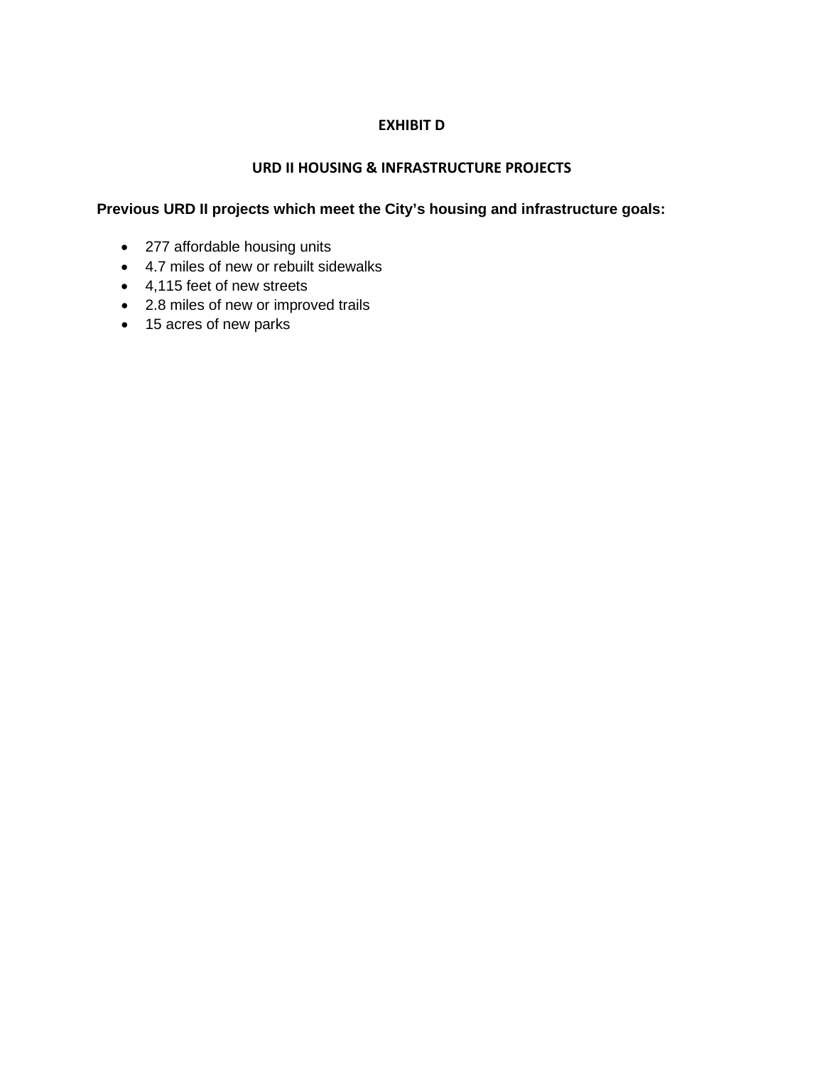# EXHIBIT D

## URD II HOUSING & INFRASTRUCTURE PROJECTS

**Previous URD II projects which meet the City's housing and infrastructure goals:**

- 277 affordable housing units
- 4.7 miles of new or rebuilt sidewalks
- 4,115 feet of new streets
- 2.8 miles of new or improved trails
- 15 acres of new parks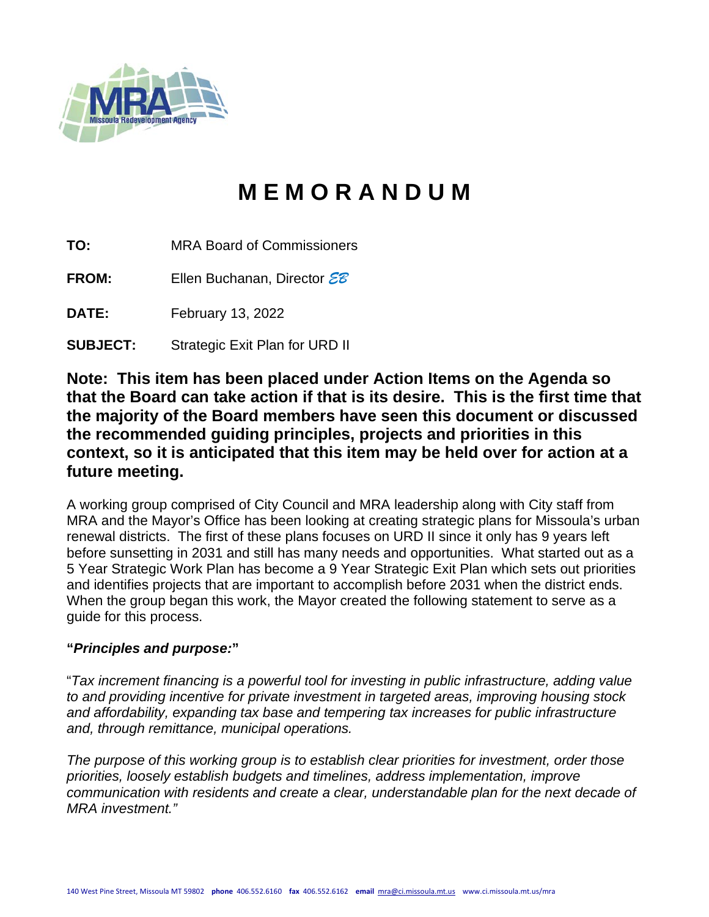# M E M O R A N D U M

**TO:** MRA Board of Commissioners

**FROM:** Ellen Buchanan, Director *EB*

**DATE:** February 13, 2022

**SUBJECT:** Strategic Exit Plan for URD II

**Note: This item has been placed under Action Items on the Agenda so that the Board can take action if that is its desire. This is the first time that the majority of the Board members have seen this document or discussed the recommended guiding principles, projects and priorities in this context, so it is anticipated that this item may be held over for action at a future meeting.**

A working group comprised of City Council and MRA leadership along with City staff from MRA and the Mayor's Office has been looking at creating strategic plans for Missoula's urban renewal districts. The first of these plans focuses on URD II since it only has 9 years left before sunsetting in 2031 and still has many needs and opportunities. What started out as a 5 Year Strategic Work Plan has become a 9 Year Strategic Exit Plan which sets out priorities and identifies projects that are important to accomplish before 2031 when the district ends. When the group began this work, the Mayor created the following statement to serve as a guide for this process.

**"*Principles and purpose:*"**

"*Tax increment financing is a powerful tool for investing in public infrastructure, adding value to and providing incentive for private investment in targeted areas, improving housing stock and affordability, expanding tax base and tempering tax increases for public infrastructure and, through remittance, municipal operations.*

*The purpose of this working group is to establish clear priorities for investment, order those priorities, loosely establish budgets and timelines, address implementation, improve communication with residents and create a clear, understandable plan for the next decade of MRA investment."*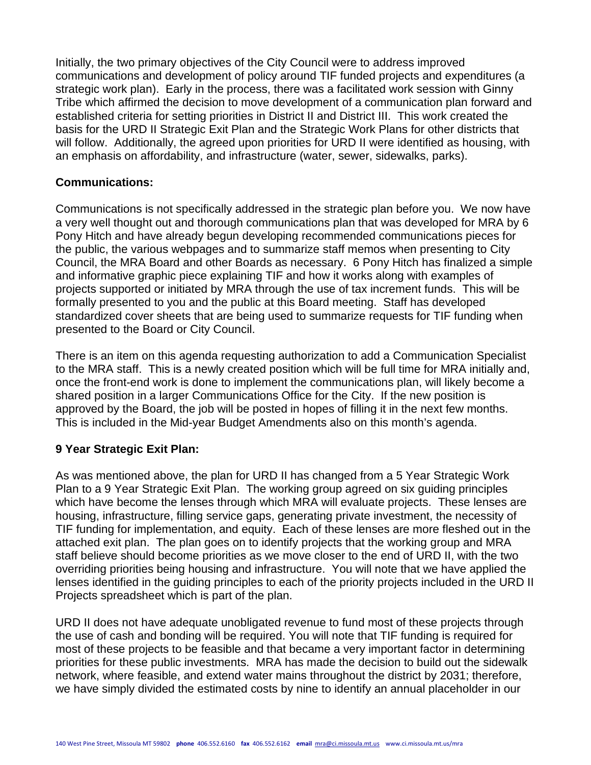Initially, the two primary objectives of the City Council were to address improved communications and development of policy around TIF funded projects and expenditures (a strategic work plan). Early in the process, there was a facilitated work session with Ginny Tribe which affirmed the decision to move development of a communication plan forward and established criteria for setting priorities in District II and District III. This work created the basis for the URD II Strategic Exit Plan and the Strategic Work Plans for other districts that will follow. Additionally, the agreed upon priorities for URD II were identified as housing, with an emphasis on affordability, and infrastructure (water, sewer, sidewalks, parks).

**Communications:**

Communications is not specifically addressed in the strategic plan before you. We now have a very well thought out and thorough communications plan that was developed for MRA by 6 Pony Hitch and have already begun developing recommended communications pieces for the public, the various webpages and to summarize staff memos when presenting to City Council, the MRA Board and other Boards as necessary. 6 Pony Hitch has finalized a simple and informative graphic piece explaining TIF and how it works along with examples of projects supported or initiated by MRA through the use of tax increment funds. This will be formally presented to you and the public at this Board meeting. Staff has developed standardized cover sheets that are being used to summarize requests for TIF funding when presented to the Board or City Council.

There is an item on this agenda requesting authorization to add a Communication Specialist to the MRA staff. This is a newly created position which will be full time for MRA initially and, once the front-end work is done to implement the communications plan, will likely become a shared position in a larger Communications Office for the City. If the new position is approved by the Board, the job will be posted in hopes of filling it in the next few months. This is included in the Mid-year Budget Amendments also on this month's agenda.

**9 Year Strategic Exit Plan:**

As was mentioned above, the plan for URD II has changed from a 5 Year Strategic Work Plan to a 9 Year Strategic Exit Plan. The working group agreed on six guiding principles which have become the lenses through which MRA will evaluate projects. These lenses are housing, infrastructure, filling service gaps, generating private investment, the necessity of TIF funding for implementation, and equity. Each of these lenses are more fleshed out in the attached exit plan. The plan goes on to identify projects that the working group and MRA staff believe should become priorities as we move closer to the end of URD II, with the two overriding priorities being housing and infrastructure. You will note that we have applied the lenses identified in the guiding principles to each of the priority projects included in the URD II Projects spreadsheet which is part of the plan.

URD II does not have adequate unobligated revenue to fund most of these projects through the use of cash and bonding will be required. You will note that TIF funding is required for most of these projects to be feasible and that became a very important factor in determining priorities for these public investments. MRA has made the decision to build out the sidewalk network, where feasible, and extend water mains throughout the district by 2031; therefore, we have simply divided the estimated costs by nine to identify an annual placeholder in our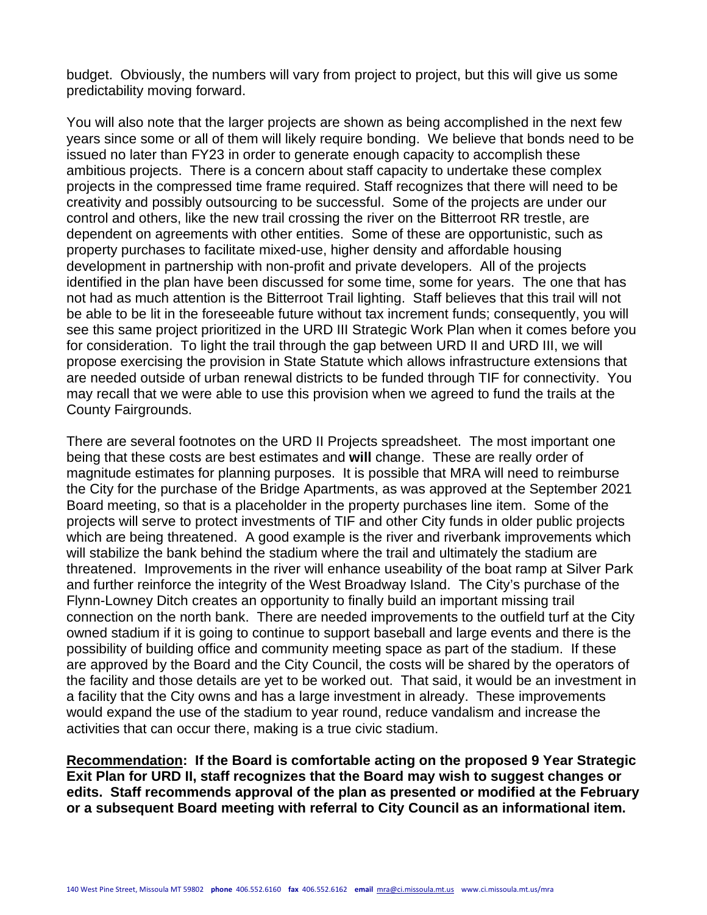budget. Obviously, the numbers will vary from project to project, but this will give us some predictability moving forward.

You will also note that the larger projects are shown as being accomplished in the next few years since some or all of them will likely require bonding. We believe that bonds need to be issued no later than FY23 in order to generate enough capacity to accomplish these ambitious projects. There is a concern about staff capacity to undertake these complex projects in the compressed time frame required. Staff recognizes that there will need to be creativity and possibly outsourcing to be successful. Some of the projects are under our control and others, like the new trail crossing the river on the Bitterroot RR trestle, are dependent on agreements with other entities. Some of these are opportunistic, such as property purchases to facilitate mixed-use, higher density and affordable housing development in partnership with non-profit and private developers. All of the projects identified in the plan have been discussed for some time, some for years. The one that has not had as much attention is the Bitterroot Trail lighting. Staff believes that this trail will not be able to be lit in the foreseeable future without tax increment funds; consequently, you will see this same project prioritized in the URD III Strategic Work Plan when it comes before you for consideration. To light the trail through the gap between URD II and URD III, we will propose exercising the provision in State Statute which allows infrastructure extensions that are needed outside of urban renewal districts to be funded through TIF for connectivity. You may recall that we were able to use this provision when we agreed to fund the trails at the County Fairgrounds.

There are several footnotes on the URD II Projects spreadsheet. The most important one being that these costs are best estimates and **will** change. These are really order of magnitude estimates for planning purposes. It is possible that MRA will need to reimburse the City for the purchase of the Bridge Apartments, as was approved at the September 2021 Board meeting, so that is a placeholder in the property purchases line item. Some of the projects will serve to protect investments of TIF and other City funds in older public projects which are being threatened. A good example is the river and riverbank improvements which will stabilize the bank behind the stadium where the trail and ultimately the stadium are threatened. Improvements in the river will enhance useability of the boat ramp at Silver Park and further reinforce the integrity of the West Broadway Island. The City's purchase of the Flynn-Lowney Ditch creates an opportunity to finally build an important missing trail connection on the north bank. There are needed improvements to the outfield turf at the City owned stadium if it is going to continue to support baseball and large events and there is the possibility of building office and community meeting space as part of the stadium. If these are approved by the Board and the City Council, the costs will be shared by the operators of the facility and those details are yet to be worked out. That said, it would be an investment in a facility that the City owns and has a large investment in already. These improvements would expand the use of the stadium to year round, reduce vandalism and increase the activities that can occur there, making is a true civic stadium.

**<u>Recommendation</u>: If the Board is comfortable acting on the proposed 9 Year Strategic Exit Plan for URD II, staff recognizes that the Board may wish to suggest changes or edits. Staff recommends approval of the plan as presented or modified at the February or a subsequent Board meeting with referral to City Council as an informational item.**